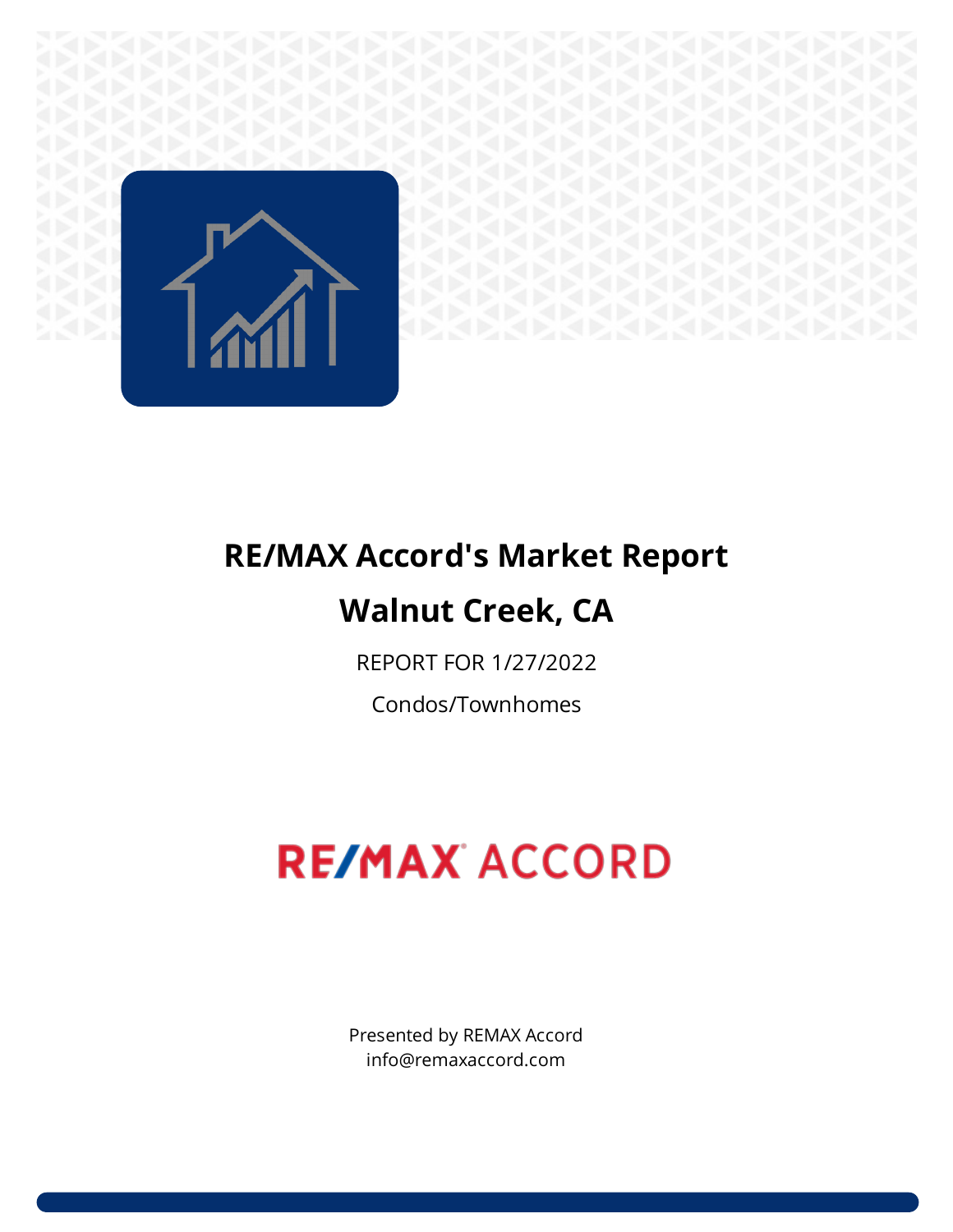# RE/MAX Accord's Market Report

## Walnut Creek, CA

REPORT FOR 1/27/2022

Condos/Townhomes

RE/MAX ACCORD

Presented by REMAX Accord
info@remaxaccord.com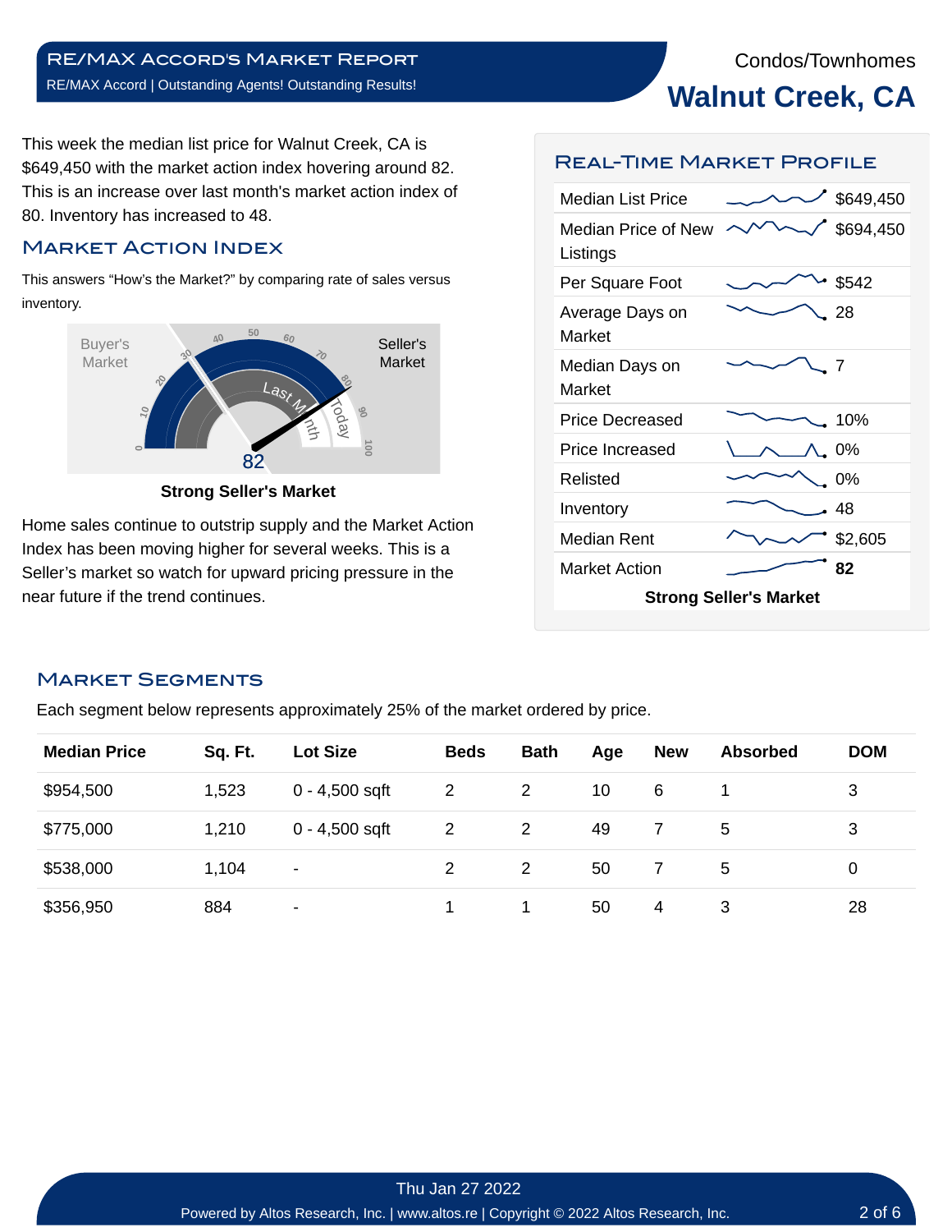Condos/Townhomes

# Walnut Creek, CA

This week the median list price for Walnut Creek, CA is $649,450 with the market action index hovering around 82. This is an increase over last month's market action index of 80. Inventory has increased to 48.

## Market Action Index

This answers "How's the Market?" by comparing rate of sales versus inventory.

Buyer's Market | Seller's Market

82

**Strong Seller's Market**

Home sales continue to outstrip supply and the Market Action Index has been moving higher for several weeks. This is a Seller's market so watch for upward pricing pressure in the near future if the trend continues.

## Real-Time Market Profile

| | |
|---|---|
| Median List Price | $649,450 |
| Median Price of New Listings | $694,450 |
| Per Square Foot | $542 |
| Average Days on Market | 28 |
| Median Days on Market | 7 |
| Price Decreased | 10% |
| Price Increased | 0% |
| Relisted | 0% |
| Inventory | 48 |
| Median Rent | $2,605 |
| Market Action | **82** |

**Strong Seller's Market**

## Market Segments

Each segment below represents approximately 25% of the market ordered by price.

| Median Price | Sq. Ft. | Lot Size | Beds | Bath | Age | New | Absorbed | DOM |
|---|---|---|---|---|---|---|---|---|
| $954,500 | 1,523 | 0 - 4,500 sqft | 2 | 2 | 10 | 6 | 1 | 3 |
| $775,000 | 1,210 | 0 - 4,500 sqft | 2 | 2 | 49 | 7 | 5 | 3 |
| $538,000 | 1,104 | - | 2 | 2 | 50 | 7 | 5 | 0 |
| $356,950 | 884 | - | 1 | 1 | 50 | 4 | 3 | 28 |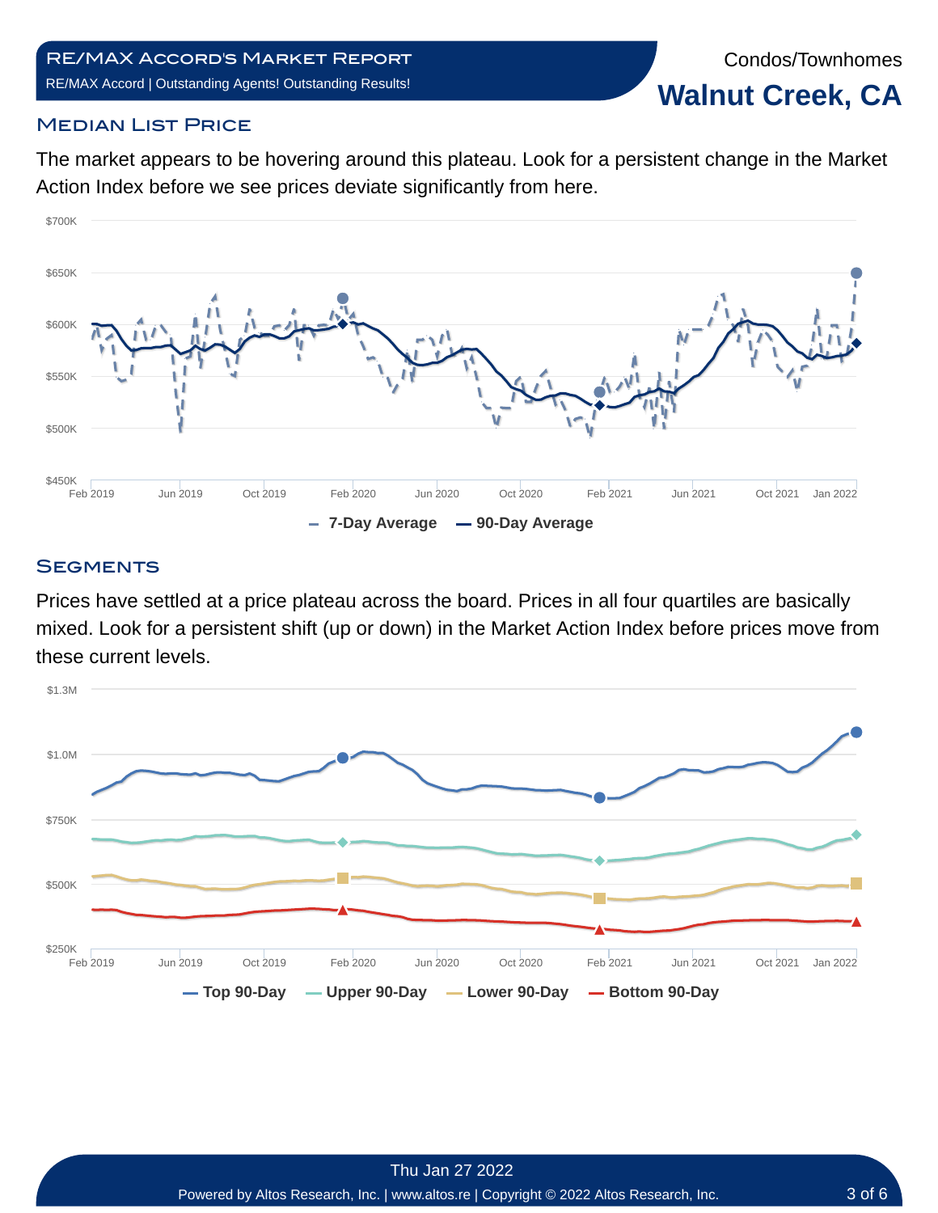# RE/MAX Accord's Market Report

RE/MAX Accord | Outstanding Agents! Outstanding Results!

Condos/Townhomes

# Walnut Creek, CA

## Median List Price

The market appears to be hovering around this plateau. Look for a persistent change in the Market Action Index before we see prices deviate significantly from here.

$700K
$650K
$600K
$550K
$500K
$450K

Feb 2019 Jun 2019 Oct 2019 Feb 2020 Jun 2020 Oct 2020 Feb 2021 Jun 2021 Oct 2021 Jan 2022

7-Day Average 90-Day Average

## Segments

Prices have settled at a price plateau across the board. Prices in all four quartiles are basically mixed. Look for a persistent shift (up or down) in the Market Action Index before prices move from these current levels.

$1.3M
$1.0M
$750K
$500K
$250K

Feb 2019 Jun 2019 Oct 2019 Feb 2020 Jun 2020 Oct 2020 Feb 2021 Jun 2021 Oct 2021 Jan 2022

Top 90-Day Upper 90-Day Lower 90-Day Bottom 90-Day

Thu Jan 27 2022

Powered by Altos Research, Inc. | www.altos.re | Copyright © 2022 Altos Research, Inc.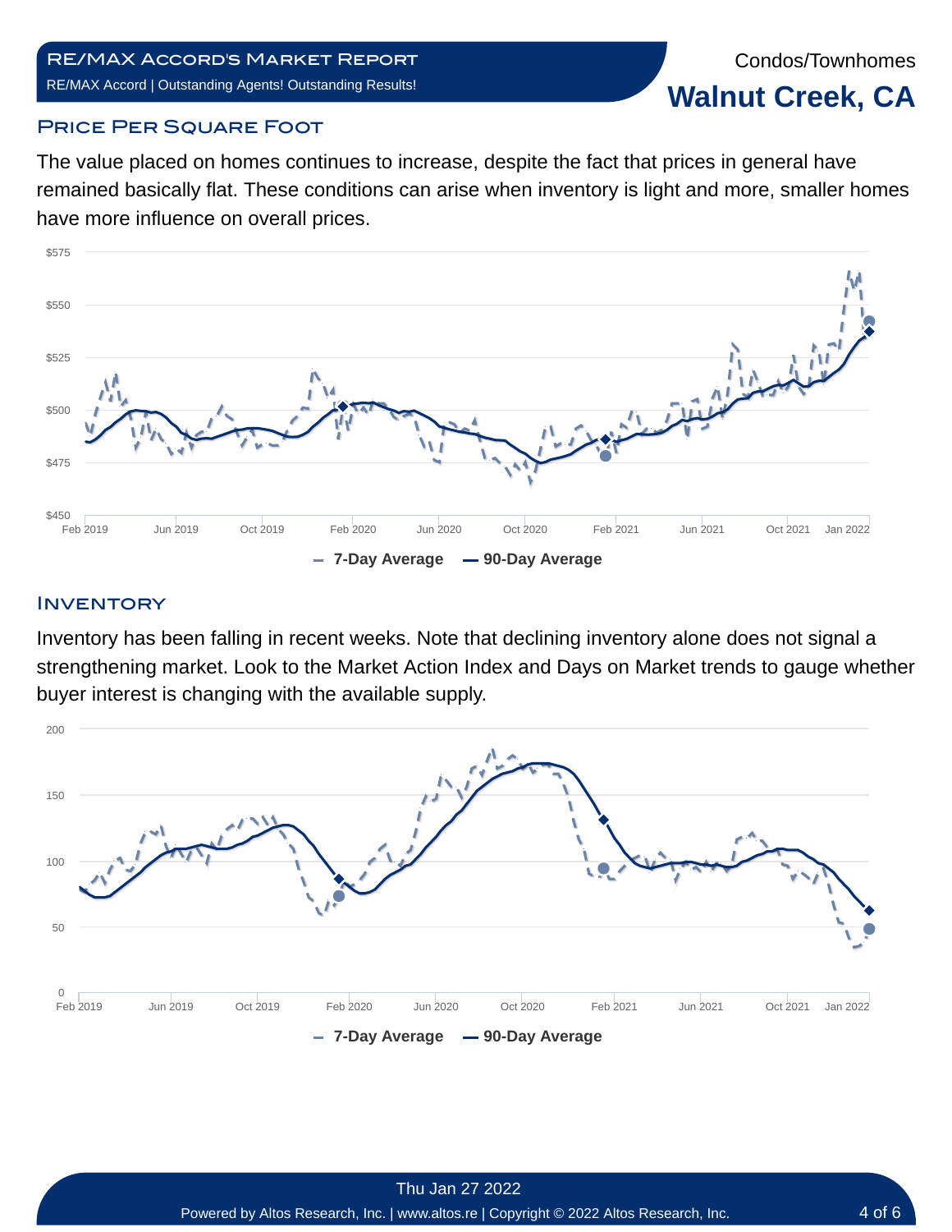RE/MAX Accord's Market Report

RE/MAX Accord | Outstanding Agents! Outstanding Results!

Condos/Townhomes

# Walnut Creek, CA

## Price Per Square Foot

The value placed on homes continues to increase, despite the fact that prices in general have remained basically flat. These conditions can arise when inventory is light and more, smaller homes have more influence on overall prices.

## Inventory

Inventory has been falling in recent weeks. Note that declining inventory alone does not signal a strengthening market. Look to the Market Action Index and Days on Market trends to gauge whether buyer interest is changing with the available supply.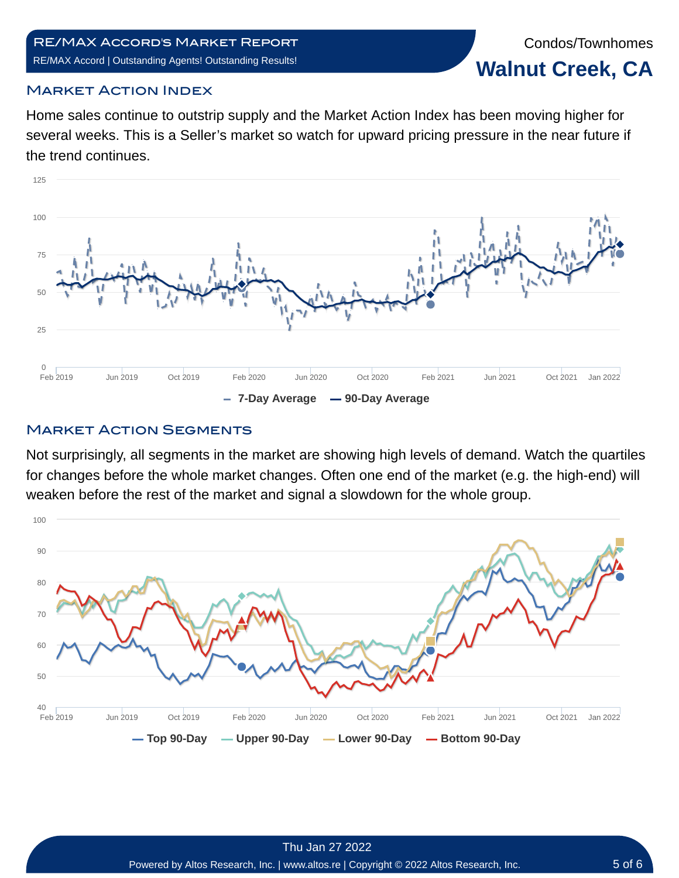RE/MAX Accord's Market Report

RE/MAX Accord | Outstanding Agents! Outstanding Results!

Condos/Townhomes

# Walnut Creek, CA

## Market Action Index

Home sales continue to outstrip supply and the Market Action Index has been moving higher for several weeks. This is a Seller's market so watch for upward pricing pressure in the near future if the trend continues.

— 7-Day Average — 90-Day Average

## Market Action Segments

Not surprisingly, all segments in the market are showing high levels of demand. Watch the quartiles for changes before the whole market changes. Often one end of the market (e.g. the high-end) will weaken before the rest of the market and signal a slowdown for the whole group.

— Top 90-Day — Upper 90-Day — Lower 90-Day — Bottom 90-Day

Thu Jan 27 2022

Powered by Altos Research, Inc. | www.altos.re | Copyright © 2022 Altos Research, Inc.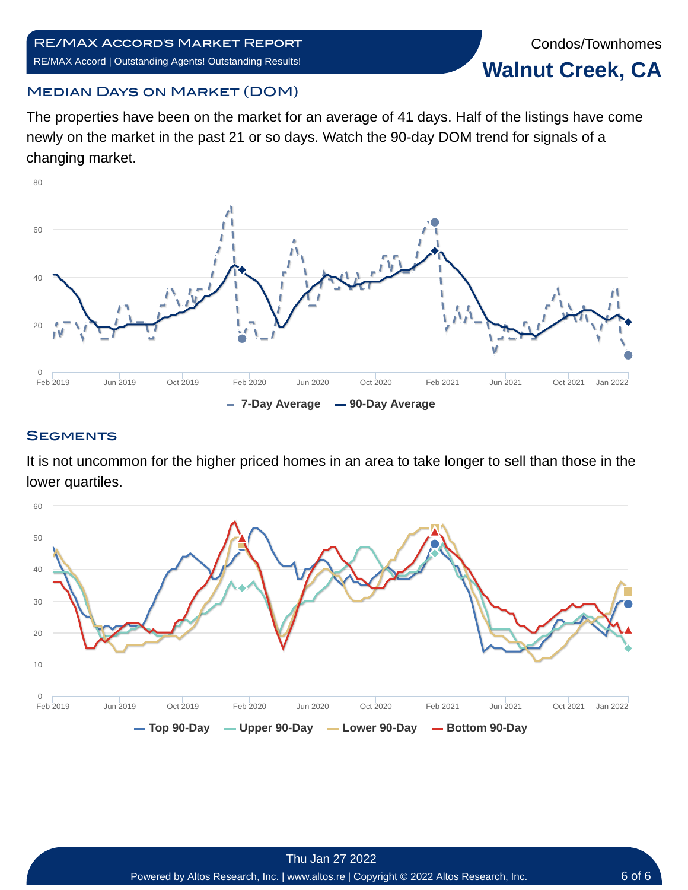RE/MAX Accord's Market Report

RE/MAX Accord | Outstanding Agents! Outstanding Results!

Condos/Townhomes

# Walnut Creek, CA

## Median Days on Market (DOM)

The properties have been on the market for an average of 41 days. Half of the listings have come newly on the market in the past 21 or so days. Watch the 90-day DOM trend for signals of a changing market.

80
60
40
20
0
Feb 2019
Jun 2019
Oct 2019
Feb 2020
Jun 2020
Oct 2020
Feb 2021
Jun 2021
Oct 2021
Jan 2022

7-Day Average
90-Day Average

## Segments

It is not uncommon for the higher priced homes in an area to take longer to sell than those in the lower quartiles.

60
50
40
30
20
10
0
Feb 2019
Jun 2019
Oct 2019
Feb 2020
Jun 2020
Oct 2020
Feb 2021
Jun 2021
Oct 2021
Jan 2022

Top 90-Day
Upper 90-Day
Lower 90-Day
Bottom 90-Day

Thu Jan 27 2022

Powered by Altos Research, Inc. | www.altos.re | Copyright © 2022 Altos Research, Inc.